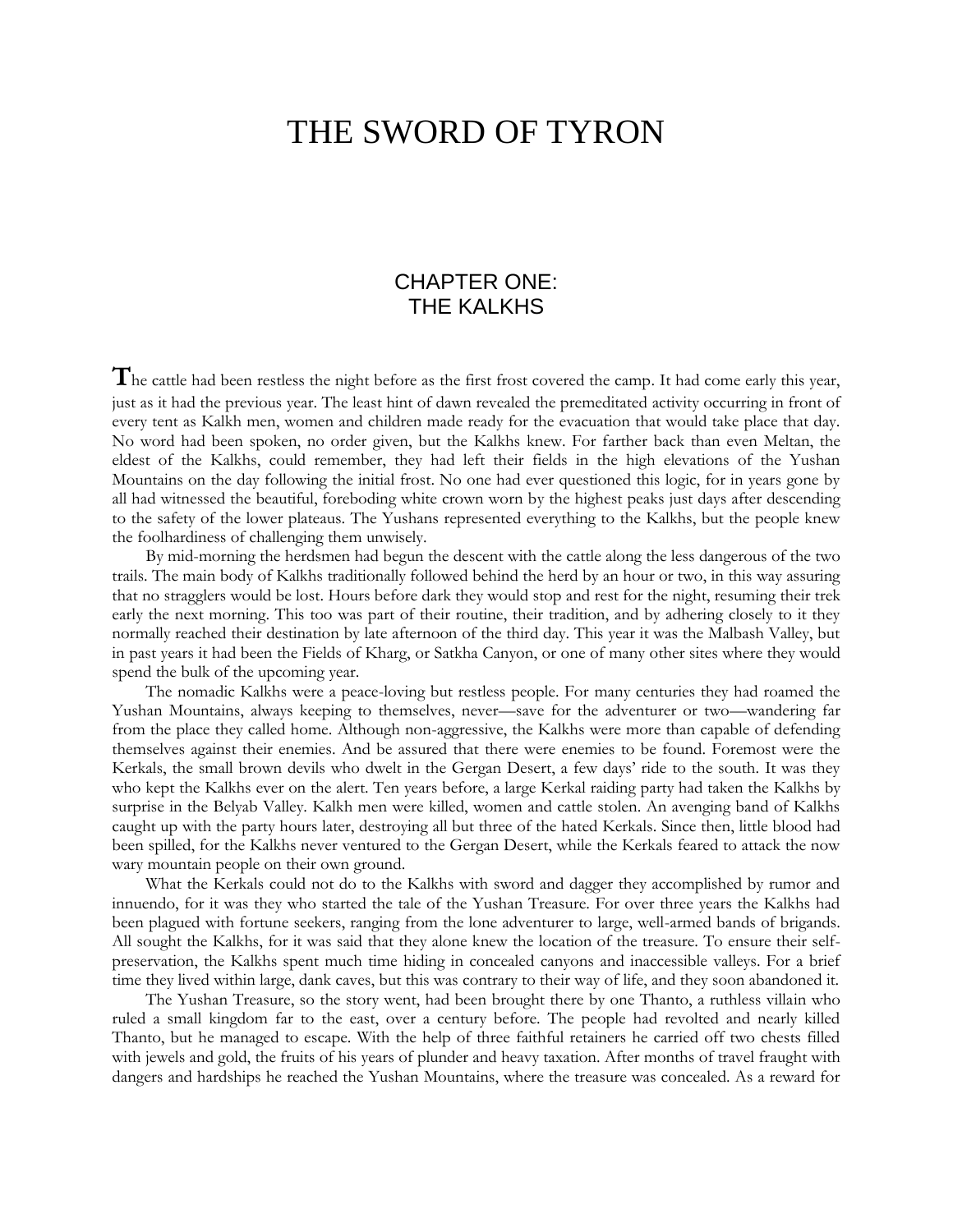# THE SWORD OF TYRON

## CHAPTER ONE: THE KALKHS

The cattle had been restless the night before as the first frost covered the camp. It had come early this year, just as it had the previous year. The least hint of dawn revealed the premeditated activity occurring in front of every tent as Kalkh men, women and children made ready for the evacuation that would take place that day. No word had been spoken, no order given, but the Kalkhs knew. For farther back than even Meltan, the eldest of the Kalkhs, could remember, they had left their fields in the high elevations of the Yushan Mountains on the day following the initial frost. No one had ever questioned this logic, for in years gone by all had witnessed the beautiful, foreboding white crown worn by the highest peaks just days after descending to the safety of the lower plateaus. The Yushans represented everything to the Kalkhs, but the people knew the foolhardiness of challenging them unwisely.

By mid-morning the herdsmen had begun the descent with the cattle along the less dangerous of the two trails. The main body of Kalkhs traditionally followed behind the herd by an hour or two, in this way assuring that no stragglers would be lost. Hours before dark they would stop and rest for the night, resuming their trek early the next morning. This too was part of their routine, their tradition, and by adhering closely to it they normally reached their destination by late afternoon of the third day. This year it was the Malbash Valley, but in past years it had been the Fields of Kharg, or Satkha Canyon, or one of many other sites where they would spend the bulk of the upcoming year.

The nomadic Kalkhs were a peace-loving but restless people. For many centuries they had roamed the Yushan Mountains, always keeping to themselves, never—save for the adventurer or two—wandering far from the place they called home. Although non-aggressive, the Kalkhs were more than capable of defending themselves against their enemies. And be assured that there were enemies to be found. Foremost were the Kerkals, the small brown devils who dwelt in the Gergan Desert, a few days' ride to the south. It was they who kept the Kalkhs ever on the alert. Ten years before, a large Kerkal raiding party had taken the Kalkhs by surprise in the Belyab Valley. Kalkh men were killed, women and cattle stolen. An avenging band of Kalkhs caught up with the party hours later, destroying all but three of the hated Kerkals. Since then, little blood had been spilled, for the Kalkhs never ventured to the Gergan Desert, while the Kerkals feared to attack the now wary mountain people on their own ground.

What the Kerkals could not do to the Kalkhs with sword and dagger they accomplished by rumor and innuendo, for it was they who started the tale of the Yushan Treasure. For over three years the Kalkhs had been plagued with fortune seekers, ranging from the lone adventurer to large, well-armed bands of brigands. All sought the Kalkhs, for it was said that they alone knew the location of the treasure. To ensure their self-preservation, the Kalkhs spent much time hiding in concealed canyons and inaccessible valleys. For a brief time they lived within large, dank caves, but this was contrary to their way of life, and they soon abandoned it.

The Yushan Treasure, so the story went, had been brought there by one Thanto, a ruthless villain who ruled a small kingdom far to the east, over a century before. The people had revolted and nearly killed Thanto, but he managed to escape. With the help of three faithful retainers he carried off two chests filled with jewels and gold, the fruits of his years of plunder and heavy taxation. After months of travel fraught with dangers and hardships he reached the Yushan Mountains, where the treasure was concealed. As a reward for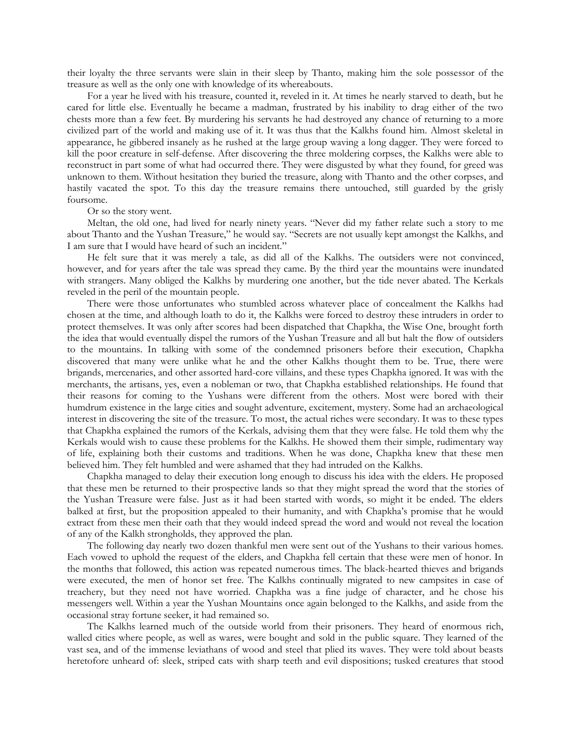their loyalty the three servants were slain in their sleep by Thanto, making him the sole possessor of the treasure as well as the only one with knowledge of its whereabouts.

For a year he lived with his treasure, counted it, reveled in it. At times he nearly starved to death, but he cared for little else. Eventually he became a madman, frustrated by his inability to drag either of the two chests more than a few feet. By murdering his servants he had destroyed any chance of returning to a more civilized part of the world and making use of it. It was thus that the Kalkhs found him. Almost skeletal in appearance, he gibbered insanely as he rushed at the large group waving a long dagger. They were forced to kill the poor creature in self-defense. After discovering the three moldering corpses, the Kalkhs were able to reconstruct in part some of what had occurred there. They were disgusted by what they found, for greed was unknown to them. Without hesitation they buried the treasure, along with Thanto and the other corpses, and hastily vacated the spot. To this day the treasure remains there untouched, still guarded by the grisly foursome.

Or so the story went.

Meltan, the old one, had lived for nearly ninety years. "Never did my father relate such a story to me about Thanto and the Yushan Treasure," he would say. "Secrets are not usually kept amongst the Kalkhs, and I am sure that I would have heard of such an incident."

He felt sure that it was merely a tale, as did all of the Kalkhs. The outsiders were not convinced, however, and for years after the tale was spread they came. By the third year the mountains were inundated with strangers. Many obliged the Kalkhs by murdering one another, but the tide never abated. The Kerkals reveled in the peril of the mountain people.

There were those unfortunates who stumbled across whatever place of concealment the Kalkhs had chosen at the time, and although loath to do it, the Kalkhs were forced to destroy these intruders in order to protect themselves. It was only after scores had been dispatched that Chapkha, the Wise One, brought forth the idea that would eventually dispel the rumors of the Yushan Treasure and all but halt the flow of outsiders to the mountains. In talking with some of the condemned prisoners before their execution, Chapkha discovered that many were unlike what he and the other Kalkhs thought them to be. True, there were brigands, mercenaries, and other assorted hard-core villains, and these types Chapkha ignored. It was with the merchants, the artisans, yes, even a nobleman or two, that Chapkha established relationships. He found that their reasons for coming to the Yushans were different from the others. Most were bored with their humdrum existence in the large cities and sought adventure, excitement, mystery. Some had an archaeological interest in discovering the site of the treasure. To most, the actual riches were secondary. It was to these types that Chapkha explained the rumors of the Kerkals, advising them that they were false. He told them why the Kerkals would wish to cause these problems for the Kalkhs. He showed them their simple, rudimentary way of life, explaining both their customs and traditions. When he was done, Chapkha knew that these men believed him. They felt humbled and were ashamed that they had intruded on the Kalkhs.

Chapkha managed to delay their execution long enough to discuss his idea with the elders. He proposed that these men be returned to their prospective lands so that they might spread the word that the stories of the Yushan Treasure were false. Just as it had been started with words, so might it be ended. The elders balked at first, but the proposition appealed to their humanity, and with Chapkha's promise that he would extract from these men their oath that they would indeed spread the word and would not reveal the location of any of the Kalkh strongholds, they approved the plan.

The following day nearly two dozen thankful men were sent out of the Yushans to their various homes. Each vowed to uphold the request of the elders, and Chapkha fell certain that these were men of honor. In the months that followed, this action was repeated numerous times. The black-hearted thieves and brigands were executed, the men of honor set free. The Kalkhs continually migrated to new campsites in case of treachery, but they need not have worried. Chapkha was a fine judge of character, and he chose his messengers well. Within a year the Yushan Mountains once again belonged to the Kalkhs, and aside from the occasional stray fortune seeker, it had remained so.

The Kalkhs learned much of the outside world from their prisoners. They heard of enormous rich, walled cities where people, as well as wares, were bought and sold in the public square. They learned of the vast sea, and of the immense leviathans of wood and steel that plied its waves. They were told about beasts heretofore unheard of: sleek, striped cats with sharp teeth and evil dispositions; tusked creatures that stood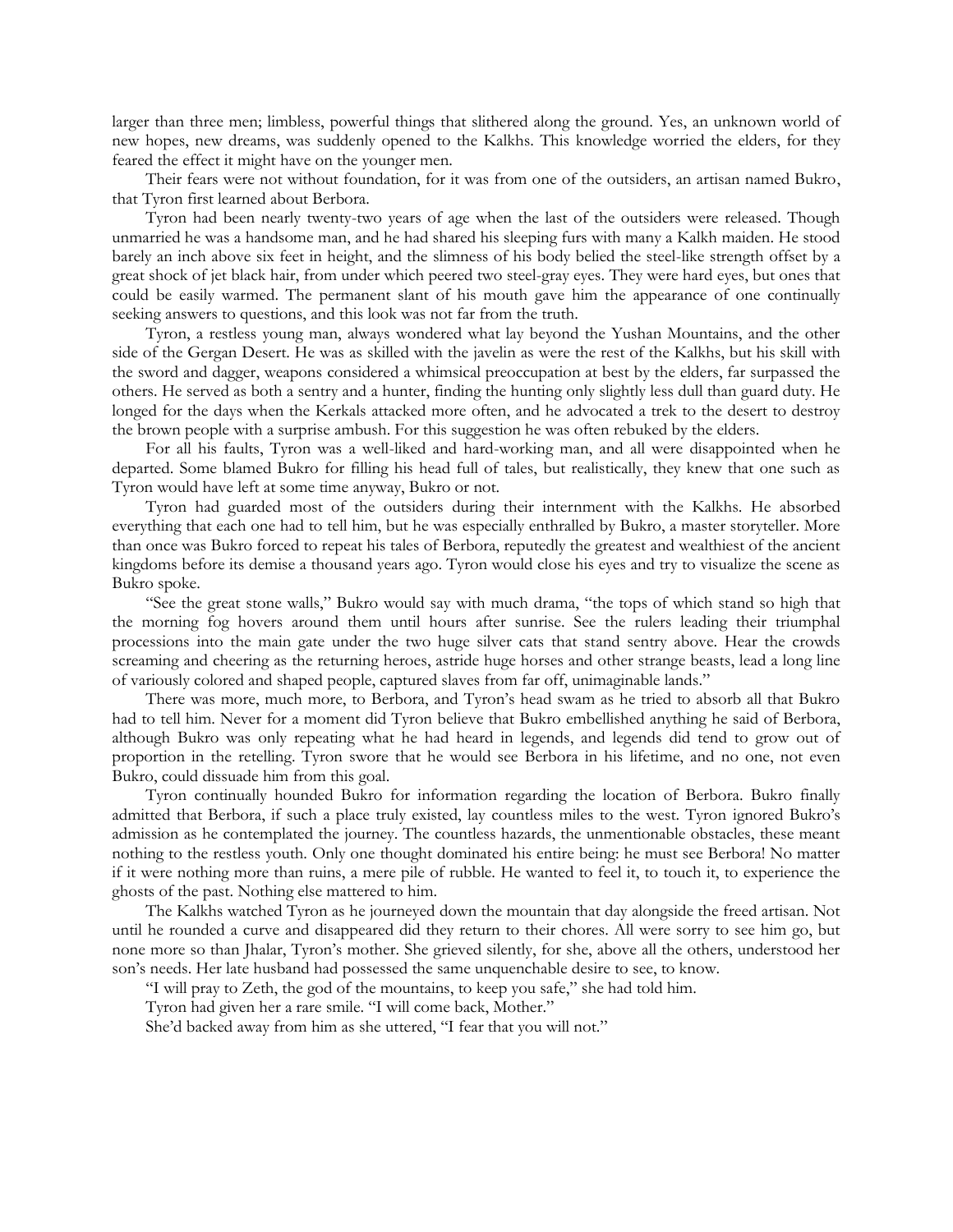larger than three men; limbless, powerful things that slithered along the ground. Yes, an unknown world of new hopes, new dreams, was suddenly opened to the Kalkhs. This knowledge worried the elders, for they feared the effect it might have on the younger men.

Their fears were not without foundation, for it was from one of the outsiders, an artisan named Bukro, that Tyron first learned about Berbora.

Tyron had been nearly twenty-two years of age when the last of the outsiders were released. Though unmarried he was a handsome man, and he had shared his sleeping furs with many a Kalkh maiden. He stood barely an inch above six feet in height, and the slimness of his body belied the steel-like strength offset by a great shock of jet black hair, from under which peered two steel-gray eyes. They were hard eyes, but ones that could be easily warmed. The permanent slant of his mouth gave him the appearance of one continually seeking answers to questions, and this look was not far from the truth.

Tyron, a restless young man, always wondered what lay beyond the Yushan Mountains, and the other side of the Gergan Desert. He was as skilled with the javelin as were the rest of the Kalkhs, but his skill with the sword and dagger, weapons considered a whimsical preoccupation at best by the elders, far surpassed the others. He served as both a sentry and a hunter, finding the hunting only slightly less dull than guard duty. He longed for the days when the Kerkals attacked more often, and he advocated a trek to the desert to destroy the brown people with a surprise ambush. For this suggestion he was often rebuked by the elders.

For all his faults, Tyron was a well-liked and hard-working man, and all were disappointed when he departed. Some blamed Bukro for filling his head full of tales, but realistically, they knew that one such as Tyron would have left at some time anyway, Bukro or not.

Tyron had guarded most of the outsiders during their internment with the Kalkhs. He absorbed everything that each one had to tell him, but he was especially enthralled by Bukro, a master storyteller. More than once was Bukro forced to repeat his tales of Berbora, reputedly the greatest and wealthiest of the ancient kingdoms before its demise a thousand years ago. Tyron would close his eyes and try to visualize the scene as Bukro spoke.

"See the great stone walls," Bukro would say with much drama, "the tops of which stand so high that the morning fog hovers around them until hours after sunrise. See the rulers leading their triumphal processions into the main gate under the two huge silver cats that stand sentry above. Hear the crowds screaming and cheering as the returning heroes, astride huge horses and other strange beasts, lead a long line of variously colored and shaped people, captured slaves from far off, unimaginable lands."

There was more, much more, to Berbora, and Tyron's head swam as he tried to absorb all that Bukro had to tell him. Never for a moment did Tyron believe that Bukro embellished anything he said of Berbora, although Bukro was only repeating what he had heard in legends, and legends did tend to grow out of proportion in the retelling. Tyron swore that he would see Berbora in his lifetime, and no one, not even Bukro, could dissuade him from this goal.

Tyron continually hounded Bukro for information regarding the location of Berbora. Bukro finally admitted that Berbora, if such a place truly existed, lay countless miles to the west. Tyron ignored Bukro's admission as he contemplated the journey. The countless hazards, the unmentionable obstacles, these meant nothing to the restless youth. Only one thought dominated his entire being: he must see Berbora! No matter if it were nothing more than ruins, a mere pile of rubble. He wanted to feel it, to touch it, to experience the ghosts of the past. Nothing else mattered to him.

The Kalkhs watched Tyron as he journeyed down the mountain that day alongside the freed artisan. Not until he rounded a curve and disappeared did they return to their chores. All were sorry to see him go, but none more so than Jhalar, Tyron's mother. She grieved silently, for she, above all the others, understood her son's needs. Her late husband had possessed the same unquenchable desire to see, to know.

"I will pray to Zeth, the god of the mountains, to keep you safe," she had told him.

Tyron had given her a rare smile. "I will come back, Mother."

She'd backed away from him as she uttered, "I fear that you will not."